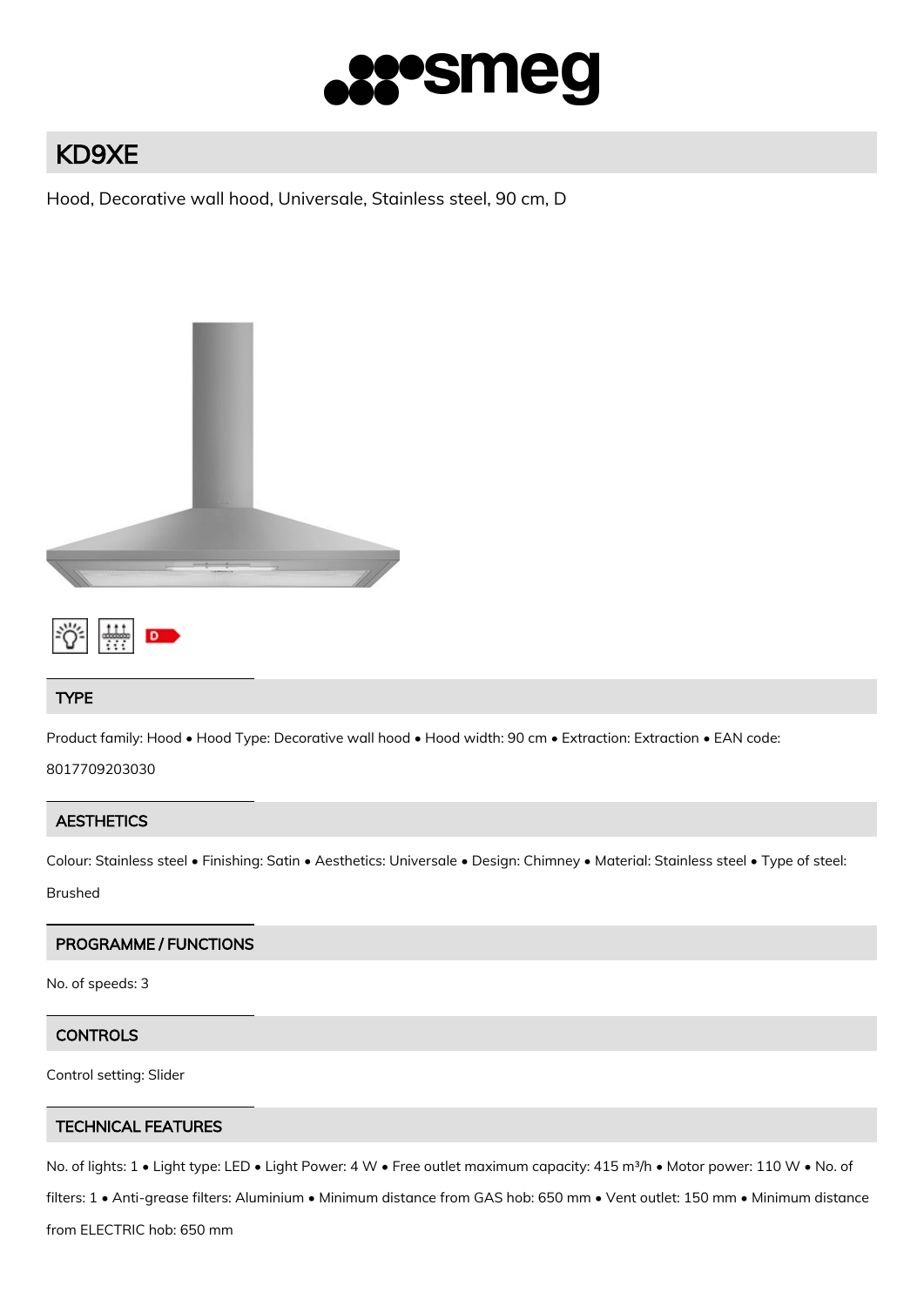# KD9XE

Hood, Decorative wall hood, Universale, Stainless steel, 90 cm, D

## TYPE

Product family: Hood • Hood Type: Decorative wall hood • Hood width: 90 cm • Extraction: Extraction • EAN code: 8017709203030

## AESTHETICS

Colour: Stainless steel • Finishing: Satin • Aesthetics: Universale • Design: Chimney • Material: Stainless steel • Type of steel: Brushed

## PROGRAMME / FUNCTIONS

No. of speeds: 3

## CONTROLS

Control setting: Slider

## TECHNICAL FEATURES

No. of lights: 1 • Light type: LED • Light Power: 4 W • Free outlet maximum capacity: 415 m³/h • Motor power: 110 W • No. of filters: 1 • Anti-grease filters: Aluminium • Minimum distance from GAS hob: 650 mm • Vent outlet: 150 mm • Minimum distance from ELECTRIC hob: 650 mm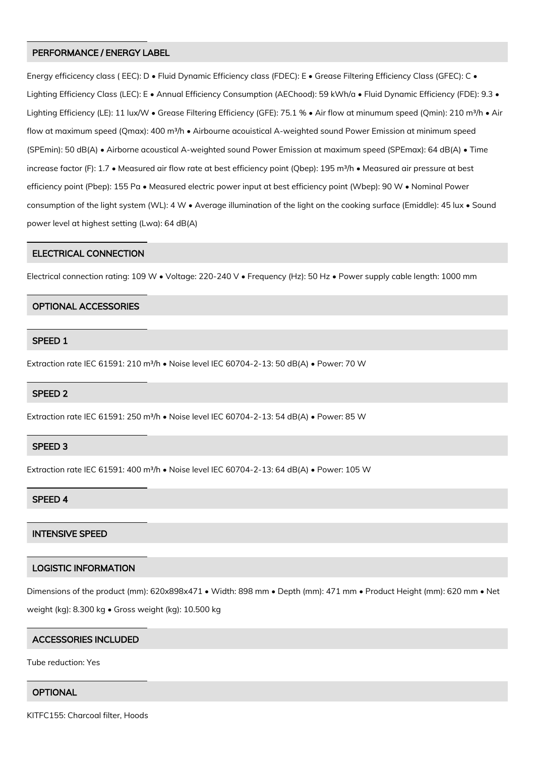## PERFORMANCE / ENERGY LABEL

Energy efficicency class ( EEC): D • Fluid Dynamic Efficiency class (FDEC): E • Grease Filtering Efficiency Class (GFEC): C • Lighting Efficiency Class (LEC): E • Annual Efficiency Consumption (AEChood): 59 kWh/a • Fluid Dynamic Efficiency (FDE): 9.3 • Lighting Efficiency (LE): 11 lux/W • Grease Filtering Efficiency (GFE): 75.1 % • Air flow at minumum speed (Qmin): 210 m³/h • Air flow at maximum speed (Qmax): 400 m³/h • Airbourne acouistical A-weighted sound Power Emission at minimum speed (SPEmin): 50 dB(A) • Airborne acoustical A-weighted sound Power Emission at maximum speed (SPEmax): 64 dB(A) • Time increase factor (F): 1.7 • Measured air flow rate at best efficiency point (Qbep): 195 m³/h • Measured air pressure at best efficiency point (Pbep): 155 Pa • Measured electric power input at best efficiency point (Wbep): 90 W • Nominal Power consumption of the light system (WL): 4 W • Average illumination of the light on the cooking surface (Emiddle): 45 lux • Sound power level at highest setting (Lwa): 64 dB(A)

## ELECTRICAL CONNECTION

Electrical connection rating: 109 W • Voltage: 220-240 V • Frequency (Hz): 50 Hz • Power supply cable length: 1000 mm

## OPTIONAL ACCESSORIES

## SPEED 1

Extraction rate IEC 61591: 210 m³/h • Noise level IEC 60704-2-13: 50 dB(A) • Power: 70 W

## SPEED 2

Extraction rate IEC 61591: 250 m³/h • Noise level IEC 60704-2-13: 54 dB(A) • Power: 85 W

## SPEED 3

Extraction rate IEC 61591: 400 m³/h • Noise level IEC 60704-2-13: 64 dB(A) • Power: 105 W

## SPEED 4

## INTENSIVE SPEED

## LOGISTIC INFORMATION

Dimensions of the product (mm): 620x898x471 • Width: 898 mm • Depth (mm): 471 mm • Product Height (mm): 620 mm • Net weight (kg): 8.300 kg • Gross weight (kg): 10.500 kg

## ACCESSORIES INCLUDED

Tube reduction: Yes

## OPTIONAL

KITFC155: Charcoal filter, Hoods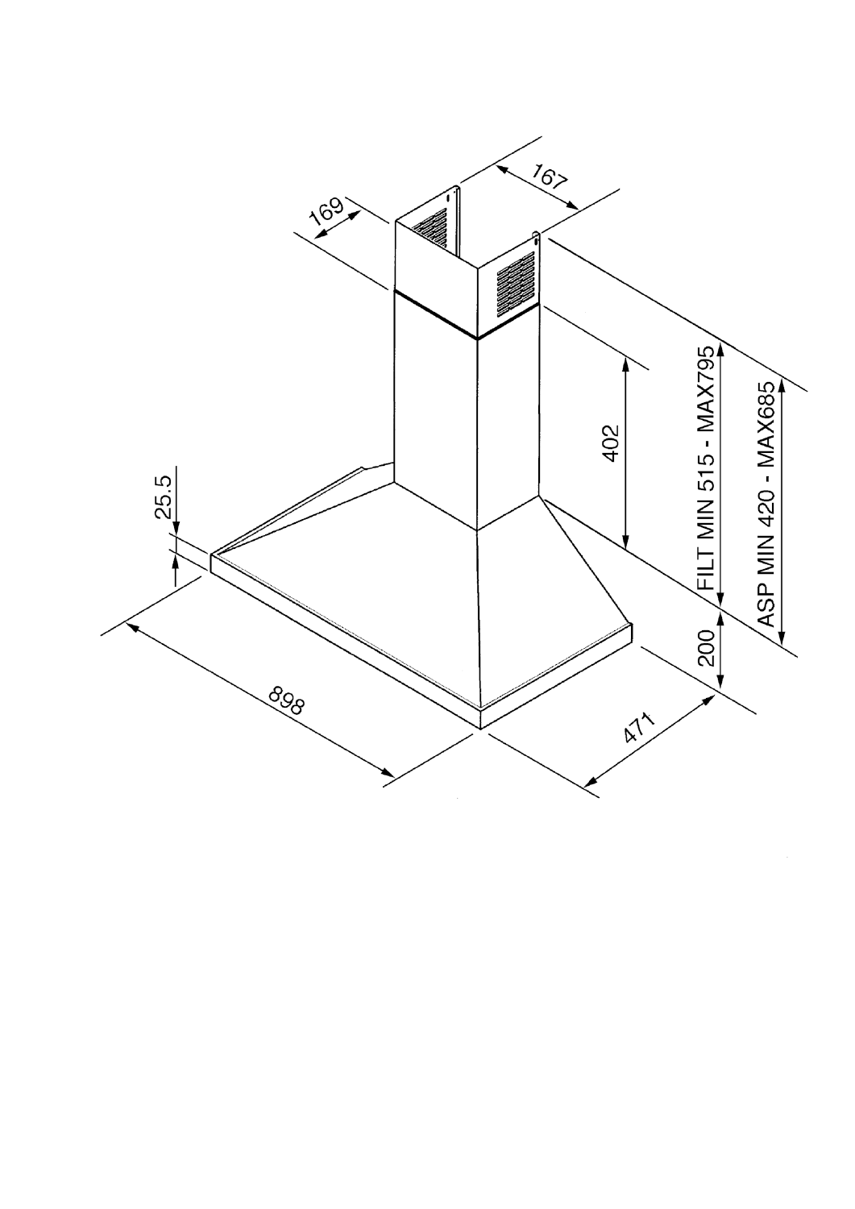167

169

402

FILT MIN 515 - MAX795

ASP MIN 420 - MAX685

25.5

200

898

471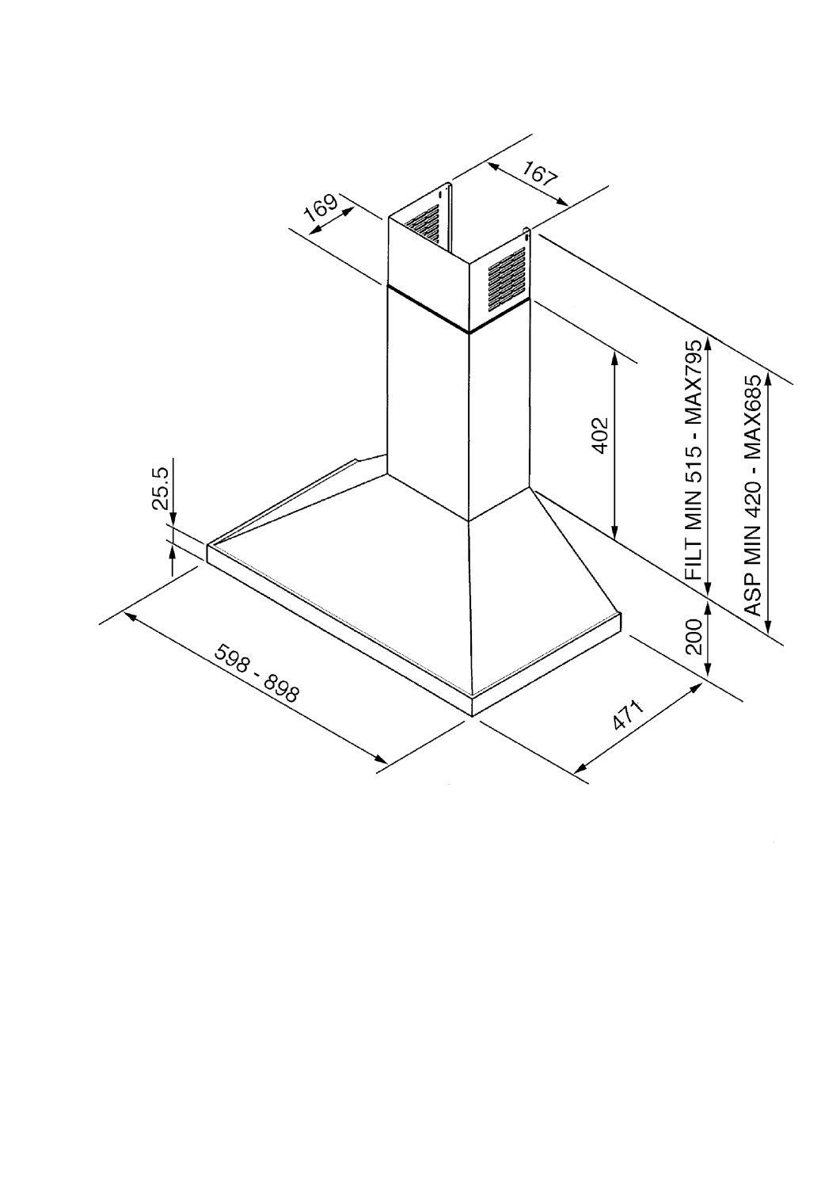167

169

402

FILT MIN 515 - MAX795

ASP MIN 420 - MAX685

25.5

200

598 - 898

471